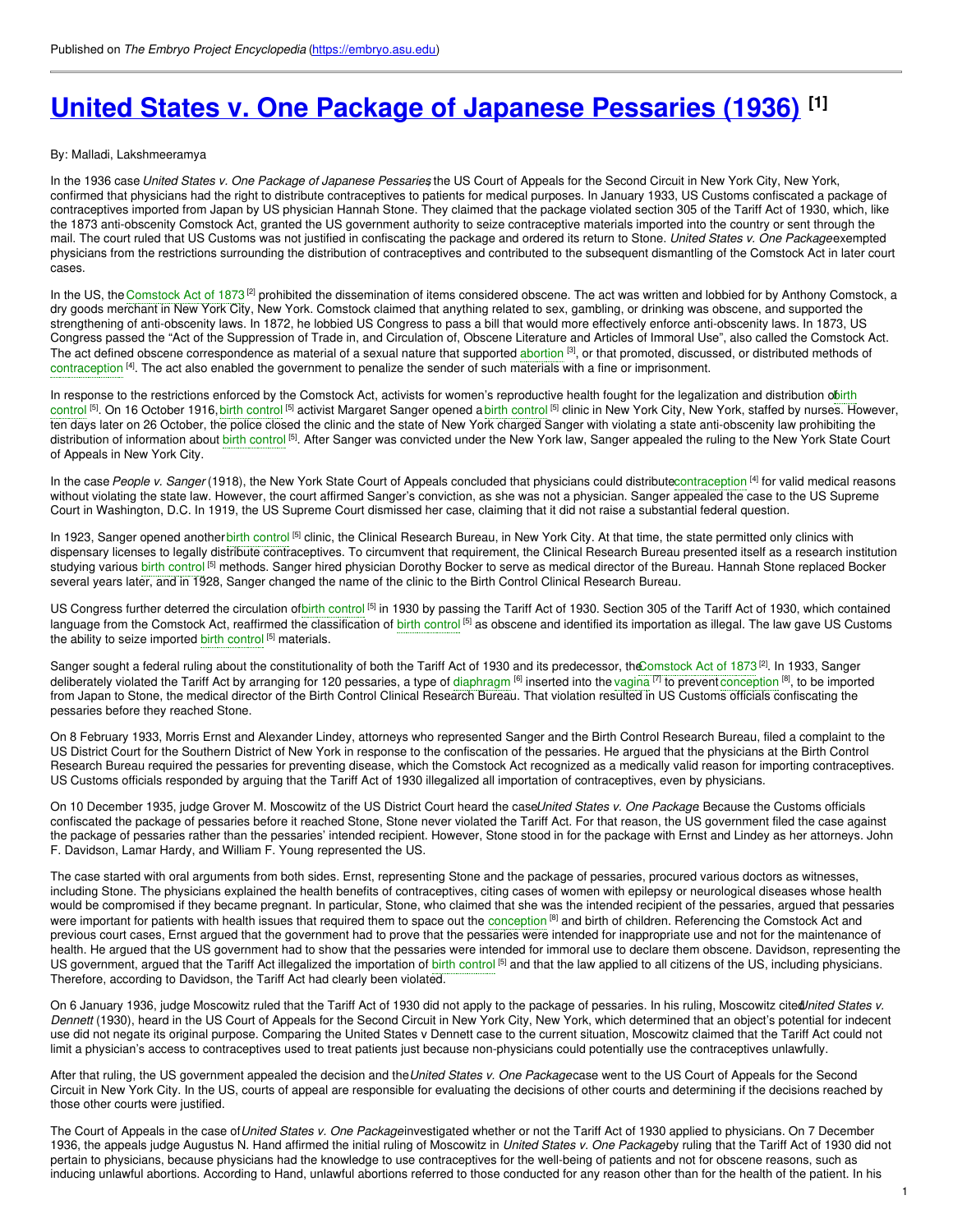Published on *The Embryo Project Encyclopedia* (https://embryo.asu.edu)

# United States v. One Package of Japanese Pessaries (1936) [1]

By: Malladi, Lakshmeeramya

In the 1936 case *United States v. One Package of Japanese Pessaries*, the US Court of Appeals for the Second Circuit in New York City, New York, confirmed that physicians had the right to distribute contraceptives to patients for medical purposes. In January 1933, US Customs confiscated a package of contraceptives imported from Japan by US physician Hannah Stone. They claimed that the package violated section 305 of the Tariff Act of 1930, which, like the 1873 anti-obscenity Comstock Act, granted the US government authority to seize contraceptive materials imported into the country or sent through the mail. The court ruled that US Customs was not justified in confiscating the package and ordered its return to Stone. *United States v. One Package* exempted physicians from the restrictions surrounding the distribution of contraceptives and contributed to the subsequent dismantling of the Comstock Act in later court cases.

In the US, the Comstock Act of 1873 [2] prohibited the dissemination of items considered obscene. The act was written and lobbied for by Anthony Comstock, a dry goods merchant in New York City, New York. Comstock claimed that anything related to sex, gambling, or drinking was obscene, and supported the strengthening of anti-obscenity laws. In 1872, he lobbied US Congress to pass a bill that would more effectively enforce anti-obscenity laws. In 1873, US Congress passed the "Act of the Suppression of Trade in, and Circulation of, Obscene Literature and Articles of Immoral Use", also called the Comstock Act. The act defined obscene correspondence as material of a sexual nature that supported abortion [3], or that promoted, discussed, or distributed methods of contraception [4]. The act also enabled the government to penalize the sender of such materials with a fine or imprisonment.

In response to the restrictions enforced by the Comstock Act, activists for women's reproductive health fought for the legalization and distribution of birth control [5]. On 16 October 1916, birth control [5] activist Margaret Sanger opened a birth control [5] clinic in New York City, New York, staffed by nurses. However, ten days later on 26 October, the police closed the clinic and the state of New York charged Sanger with violating a state anti-obscenity law prohibiting the distribution of information about birth control [5]. After Sanger was convicted under the New York law, Sanger appealed the ruling to the New York State Court of Appeals in New York City.

In the case *People v. Sanger* (1918), the New York State Court of Appeals concluded that physicians could distribute contraception [4] for valid medical reasons without violating the state law. However, the court affirmed Sanger's conviction, as she was not a physician. Sanger appealed the case to the US Supreme Court in Washington, D.C. In 1919, the US Supreme Court dismissed her case, claiming that it did not raise a substantial federal question.

In 1923, Sanger opened another birth control [5] clinic, the Clinical Research Bureau, in New York City. At that time, the state permitted only clinics with dispensary licenses to legally distribute contraceptives. To circumvent that requirement, the Clinical Research Bureau presented itself as a research institution studying various birth control [5] methods. Sanger hired physician Dorothy Bocker to serve as medical director of the Bureau. Hannah Stone replaced Bocker several years later, and in 1928, Sanger changed the name of the clinic to the Birth Control Clinical Research Bureau.

US Congress further deterred the circulation of birth control [5] in 1930 by passing the Tariff Act of 1930. Section 305 of the Tariff Act of 1930, which contained language from the Comstock Act, reaffirmed the classification of birth control [5] as obscene and identified its importation as illegal. The law gave US Customs the ability to seize imported birth control [5] materials.

Sanger sought a federal ruling about the constitutionality of both the Tariff Act of 1930 and its predecessor, the Comstock Act of 1873 [2]. In 1933, Sanger deliberately violated the Tariff Act by arranging for 120 pessaries, a type of diaphragm [6] inserted into the vagina [7] to prevent conception [8], to be imported from Japan to Stone, the medical director of the Birth Control Clinical Research Bureau. That violation resulted in US Customs officials confiscating the pessaries before they reached Stone.

On 8 February 1933, Morris Ernst and Alexander Lindey, attorneys who represented Sanger and the Birth Control Research Bureau, filed a complaint to the US District Court for the Southern District of New York in response to the confiscation of the pessaries. He argued that the physicians at the Birth Control Research Bureau required the pessaries for preventing disease, which the Comstock Act recognized as a medically valid reason for importing contraceptives. US Customs officials responded by arguing that the Tariff Act of 1930 illegalized all importation of contraceptives, even by physicians.

On 10 December 1935, judge Grover M. Moscowitz of the US District Court heard the case *United States v. One Package*. Because the Customs officials confiscated the package of pessaries before it reached Stone, Stone never violated the Tariff Act. For that reason, the US government filed the case against the package of pessaries rather than the pessaries' intended recipient. However, Stone stood in for the package with Ernst and Lindey as her attorneys. John F. Davidson, Lamar Hardy, and William F. Young represented the US.

The case started with oral arguments from both sides. Ernst, representing Stone and the package of pessaries, procured various doctors as witnesses, including Stone. The physicians explained the health benefits of contraceptives, citing cases of women with epilepsy or neurological diseases whose health would be compromised if they became pregnant. In particular, Stone, who claimed that she was the intended recipient of the pessaries, argued that pessaries were important for patients with health issues that required them to space out the conception [8] and birth of children. Referencing the Comstock Act and previous court cases, Ernst argued that the government had to prove that the pessaries were intended for inappropriate use and not for the maintenance of health. He argued that the US government had to show that the pessaries were intended for immoral use to declare them obscene. Davidson, representing the US government, argued that the Tariff Act illegalized the importation of birth control [5] and that the law applied to all citizens of the US, including physicians. Therefore, according to Davidson, the Tariff Act had clearly been violated.

On 6 January 1936, judge Moscowitz ruled that the Tariff Act of 1930 did not apply to the package of pessaries. In his ruling, Moscowitz cited *United States v. Dennett* (1930), heard in the US Court of Appeals for the Second Circuit in New York City, New York, which determined that an object's potential for indecent use did not negate its original purpose. Comparing the United States v Dennett case to the current situation, Moscowitz claimed that the Tariff Act could not limit a physician's access to contraceptives used to treat patients just because non-physicians could potentially use the contraceptives unlawfully.

After that ruling, the US government appealed the decision and the *United States v. One Package* case went to the US Court of Appeals for the Second Circuit in New York City. In the US, courts of appeal are responsible for evaluating the decisions of other courts and determining if the decisions reached by those other courts were justified.

The Court of Appeals in the case of *United States v. One Package* investigated whether or not the Tariff Act of 1930 applied to physicians. On 7 December 1936, the appeals judge Augustus N. Hand affirmed the initial ruling of Moscowitz in *United States v. One Package* by ruling that the Tariff Act of 1930 did not pertain to physicians, because physicians had the knowledge to use contraceptives for the well-being of patients and not for obscene reasons, such as inducing unlawful abortions. According to Hand, unlawful abortions referred to those conducted for any reason other than for the health of the patient. In his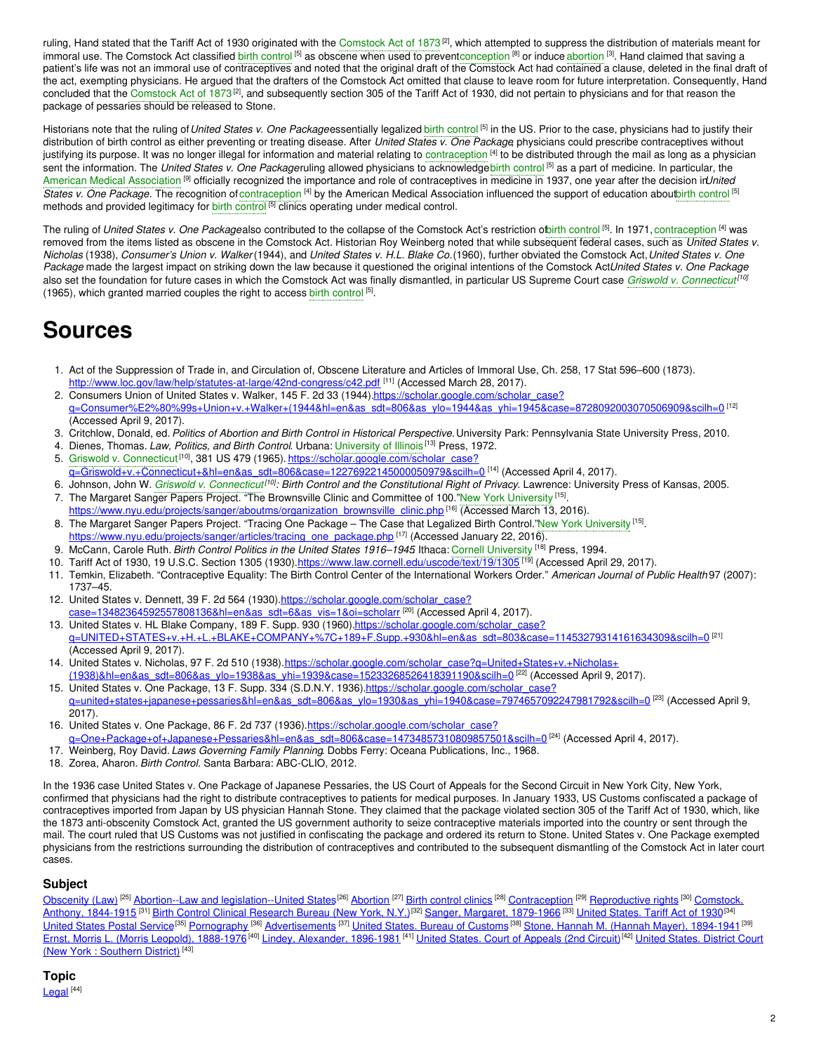ruling, Hand stated that the Tariff Act of 1930 originated with the Comstock Act of 1873 [2], which attempted to suppress the distribution of materials meant for immoral use. The Comstock Act classified birth control [5] as obscene when used to prevent conception [8] or induce abortion [3]. Hand claimed that saving a patient's life was not an immoral use of contraceptives and noted that the original draft of the Comstock Act had contained a clause, deleted in the final draft of the act, exempting physicians. He argued that the drafters of the Comstock Act omitted that clause to leave room for future interpretation. Consequently, Hand concluded that the Comstock Act of 1873 [2], and subsequently section 305 of the Tariff Act of 1930, did not pertain to physicians and for that reason the package of pessaries should be released to Stone.

Historians note that the ruling of *United States v. One Package* essentially legalized birth control [5] in the US. Prior to the case, physicians had to justify their distribution of birth control as either preventing or treating disease. After *United States v. One Package*, physicians could prescribe contraceptives without justifying its purpose. It was no longer illegal for information and material relating to contraception [4] to be distributed through the mail as long as a physician sent the information. The *United States v. One Package* ruling allowed physicians to acknowledge birth control [5] as a part of medicine. In particular, the American Medical Association [9] officially recognized the importance and role of contraceptives in medicine in 1937, one year after the decision in *United States v. One Package*. The recognition of contraception [4] by the American Medical Association influenced the support of education about birth control [5] methods and provided legitimacy for birth control [5] clinics operating under medical control.

The ruling of *United States v. One Package* also contributed to the collapse of the Comstock Act's restriction of birth control [5]. In 1971, contraception [4] was removed from the items listed as obscene in the Comstock Act. Historian Roy Weinberg noted that while subsequent federal cases, such as *United States v. Nicholas* (1938), *Consumer's Union v. Walker* (1944), and *United States v. H.L. Blake Co.* (1960), further obviated the Comstock Act, *United States v. One Package* made the largest impact on striking down the law because it questioned the original intentions of the Comstock Act *United States v. One Package* also set the foundation for future cases in which the Comstock Act was finally dismantled, in particular US Supreme Court case *Griswold v. Connecticut* [10] (1965), which granted married couples the right to access birth control [5].

# Sources

1. Act of the Suppression of Trade in, and Circulation of, Obscene Literature and Articles of Immoral Use, Ch. 258, 17 Stat 596–600 (1873). http://www.loc.gov/law/help/statutes-at-large/42nd-congress/c42.pdf [11] (Accessed March 28, 2017).
2. Consumers Union of United States v. Walker, 145 F. 2d 33 (1944). https://scholar.google.com/scholar_case?q=Consumer%E2%80%99s+Union+v.+Walker+(1944&hl=en&as_sdt=806&as_ylo=1944&as_yhi=1945&case=8728092003070506909&scilh=0 [12] (Accessed April 9, 2017).
3. Critchlow, Donald, ed. *Politics of Abortion and Birth Control in Historical Perspective.* University Park: Pennsylvania State University Press, 2010.
4. Dienes, Thomas. *Law, Politics, and Birth Control.* Urbana: University of Illinois [13] Press, 1972.
5. Griswold v. Connecticut [10], 381 US 479 (1965). https://scholar.google.com/scholar_case?q=Griswold+v.+Connecticut+&hl=en&as_sdt=806&case=12276922145000050979&scilh=0 [14] (Accessed April 4, 2017).
6. Johnson, John W. *Griswold v. Connecticut [10]: Birth Control and the Constitutional Right of Privacy.* Lawrence: University Press of Kansas, 2005.
7. The Margaret Sanger Papers Project. "The Brownsville Clinic and Committee of 100." New York University [15]. https://www.nyu.edu/projects/sanger/aboutms/organization_brownsville_clinic.php [16] (Accessed March 13, 2016).
8. The Margaret Sanger Papers Project. "Tracing One Package – The Case that Legalized Birth Control." New York University [15]. https://www.nyu.edu/projects/sanger/articles/tracing_one_package.php [17] (Accessed January 22, 2016).
9. McCann, Carole Ruth. *Birth Control Politics in the United States 1916–1945* Ithaca: Cornell University [18] Press, 1994.
10. Tariff Act of 1930, 19 U.S.C. Section 1305 (1930). https://www.law.cornell.edu/uscode/text/19/1305 [19] (Accessed April 29, 2017).
11. Temkin, Elizabeth. "Contraceptive Equality: The Birth Control Center of the International Workers Order." *American Journal of Public Health* 97 (2007): 1737–45.
12. United States v. Dennett, 39 F. 2d 564 (1930). https://scholar.google.com/scholar_case?case=13482364592557808136&hl=en&as_sdt=6&as_vis=1&oi=scholarr [20] (Accessed April 4, 2017).
13. United States v. HL Blake Company, 189 F. Supp. 930 (1960). https://scholar.google.com/scholar_case?q=UNITED+STATES+v.+H.+L.+BLAKE+COMPANY+%7C+189+F.Supp.+930&hl=en&as_sdt=803&case=11453279314161634309&scilh=0 [21] (Accessed April 9, 2017).
14. United States v. Nicholas, 97 F. 2d 510 (1938). https://scholar.google.com/scholar_case?q=United+States+v.+Nicholas+(1938)&hl=en&as_sdt=806&as_ylo=1938&as_yhi=1939&case=15233268526418391190&scilh=0 [22] (Accessed April 9, 2017).
15. United States v. One Package, 13 F. Supp. 334 (S.D.N.Y. 1936). https://scholar.google.com/scholar_case?q=united+states+japanese+pessaries&hl=en&as_sdt=806&as_ylo=1930&as_yhi=1940&case=7974657092247981792&scilh=0 [23] (Accessed April 9, 2017).
16. United States v. One Package, 86 F. 2d 737 (1936). https://scholar.google.com/scholar_case?q=One+Package+of+Japanese+Pessaries&hl=en&as_sdt=806&case=14734857310809857501&scilh=0 [24] (Accessed April 4, 2017).
17. Weinberg, Roy David. *Laws Governing Family Planning.* Dobbs Ferry: Oceana Publications, Inc., 1968.
18. Zorea, Aharon. *Birth Control.* Santa Barbara: ABC-CLIO, 2012.

In the 1936 case United States v. One Package of Japanese Pessaries, the US Court of Appeals for the Second Circuit in New York City, New York, confirmed that physicians had the right to distribute contraceptives to patients for medical purposes. In January 1933, US Customs confiscated a package of contraceptives imported from Japan by US physician Hannah Stone. They claimed that the package violated section 305 of the Tariff Act of 1930, which, like the 1873 anti-obscenity Comstock Act, granted the US government authority to seize contraceptive materials imported into the country or sent through the mail. The court ruled that US Customs was not justified in confiscating the package and ordered its return to Stone. United States v. One Package exempted physicians from the restrictions surrounding the distribution of contraceptives and contributed to the subsequent dismantling of the Comstock Act in later court cases.

### Subject

Obscenity (Law) [25] Abortion--Law and legislation--United States [26] Abortion [27] Birth control clinics [28] Contraception [29] Reproductive rights [30] Comstock, Anthony, 1844-1915 [31] Birth Control Clinical Research Bureau (New York, N.Y.) [32] Sanger, Margaret, 1879-1966 [33] United States. Tariff Act of 1930 [34] United States Postal Service [35] Pornography [36] Advertisements [37] United States. Bureau of Customs [38] Stone, Hannah M. (Hannah Mayer), 1894-1941 [39] Ernst, Morris L. (Morris Leopold), 1888-1976 [40] Lindey, Alexander, 1896-1981 [41] United States. Court of Appeals (2nd Circuit) [42] United States. District Court (New York : Southern District) [43]

### Topic

Legal [44]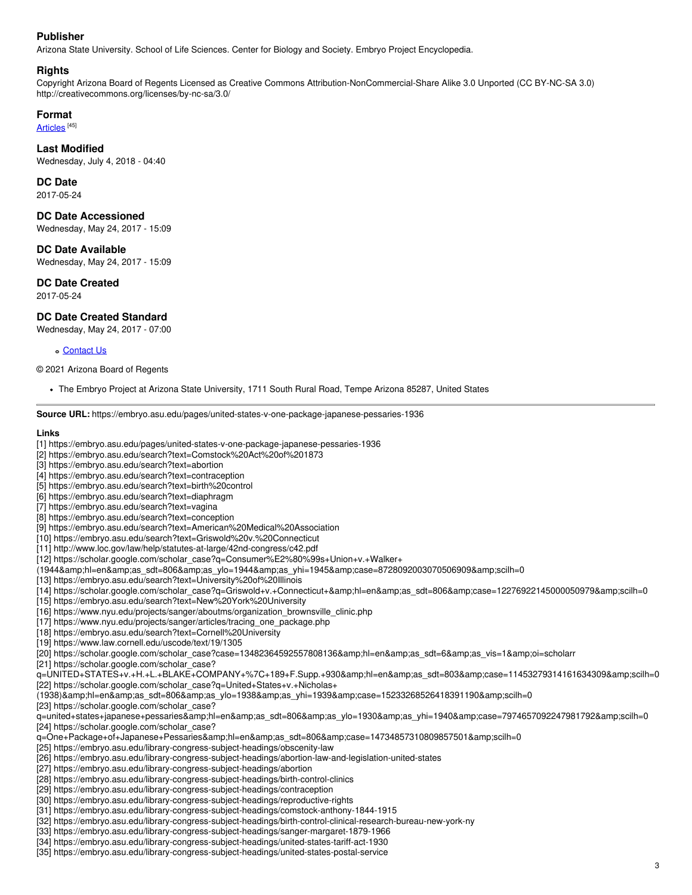### Publisher

Arizona State University. School of Life Sciences. Center for Biology and Society. Embryo Project Encyclopedia.

### Rights

Copyright Arizona Board of Regents Licensed as Creative Commons Attribution-NonCommercial-Share Alike 3.0 Unported (CC BY-NC-SA 3.0) http://creativecommons.org/licenses/by-nc-sa/3.0/

### Format

Articles [45]

### Last Modified

Wednesday, July 4, 2018 - 04:40

### DC Date

2017-05-24

### DC Date Accessioned

Wednesday, May 24, 2017 - 15:09

### DC Date Available

Wednesday, May 24, 2017 - 15:09

### DC Date Created

2017-05-24

### DC Date Created Standard

Wednesday, May 24, 2017 - 07:00

- Contact Us

© 2021 Arizona Board of Regents

- The Embryo Project at Arizona State University, 1711 South Rural Road, Tempe Arizona 85287, United States

---

**Source URL:** https://embryo.asu.edu/pages/united-states-v-one-package-japanese-pessaries-1936

**Links**

[1] https://embryo.asu.edu/pages/united-states-v-one-package-japanese-pessaries-1936
[2] https://embryo.asu.edu/search?text=Comstock%20Act%20of%201873
[3] https://embryo.asu.edu/search?text=abortion
[4] https://embryo.asu.edu/search?text=contraception
[5] https://embryo.asu.edu/search?text=birth%20control
[6] https://embryo.asu.edu/search?text=diaphragm
[7] https://embryo.asu.edu/search?text=vagina
[8] https://embryo.asu.edu/search?text=conception
[9] https://embryo.asu.edu/search?text=American%20Medical%20Association
[10] https://embryo.asu.edu/search?text=Griswold%20v.%20Connecticut
[11] http://www.loc.gov/law/help/statutes-at-large/42nd-congress/c42.pdf
[12] https://scholar.google.com/scholar_case?q=Consumer%E2%80%99s+Union+v.+Walker+(1944&amp;hl=en&amp;as_sdt=806&amp;as_ylo=1944&amp;as_yhi=1945&amp;case=8728092003070506909&amp;scilh=0
[13] https://embryo.asu.edu/search?text=University%20of%20Illinois
[14] https://scholar.google.com/scholar_case?q=Griswold+v.+Connecticut+&amp;hl=en&amp;as_sdt=806&amp;case=12276922145000050979&amp;scilh=0
[15] https://embryo.asu.edu/search?text=New%20York%20University
[16] https://www.nyu.edu/projects/sanger/aboutms/organization_brownsville_clinic.php
[17] https://www.nyu.edu/projects/sanger/articles/tracing_one_package.php
[18] https://embryo.asu.edu/search?text=Cornell%20University
[19] https://www.law.cornell.edu/uscode/text/19/1305
[20] https://scholar.google.com/scholar_case?case=13482364592557808136&amp;hl=en&amp;as_sdt=6&amp;as_vis=1&amp;oi=scholarr
[21] https://scholar.google.com/scholar_case?q=UNITED+STATES+v.+H.+L.+BLAKE+COMPANY+%7C+189+F.Supp.+930&amp;hl=en&amp;as_sdt=803&amp;case=11453279314161634309&amp;scilh=0
[22] https://scholar.google.com/scholar_case?q=United+States+v.+Nicholas+(1938)&amp;hl=en&amp;as_sdt=806&amp;as_ylo=1938&amp;as_yhi=1939&amp;case=15233268526418391190&amp;scilh=0
[23] https://scholar.google.com/scholar_case?q=united+states+japanese+pessaries&amp;hl=en&amp;as_sdt=806&amp;as_ylo=1930&amp;as_yhi=1940&amp;case=7974657092247981792&amp;scilh=0
[24] https://scholar.google.com/scholar_case?q=One+Package+of+Japanese+Pessaries&amp;hl=en&amp;as_sdt=806&amp;case=14734857310809857501&amp;scilh=0
[25] https://embryo.asu.edu/library-congress-subject-headings/obscenity-law
[26] https://embryo.asu.edu/library-congress-subject-headings/abortion-law-and-legislation-united-states
[27] https://embryo.asu.edu/library-congress-subject-headings/abortion
[28] https://embryo.asu.edu/library-congress-subject-headings/birth-control-clinics
[29] https://embryo.asu.edu/library-congress-subject-headings/contraception
[30] https://embryo.asu.edu/library-congress-subject-headings/reproductive-rights
[31] https://embryo.asu.edu/library-congress-subject-headings/comstock-anthony-1844-1915
[32] https://embryo.asu.edu/library-congress-subject-headings/birth-control-clinical-research-bureau-new-york-ny
[33] https://embryo.asu.edu/library-congress-subject-headings/sanger-margaret-1879-1966
[34] https://embryo.asu.edu/library-congress-subject-headings/united-states-tariff-act-1930
[35] https://embryo.asu.edu/library-congress-subject-headings/united-states-postal-service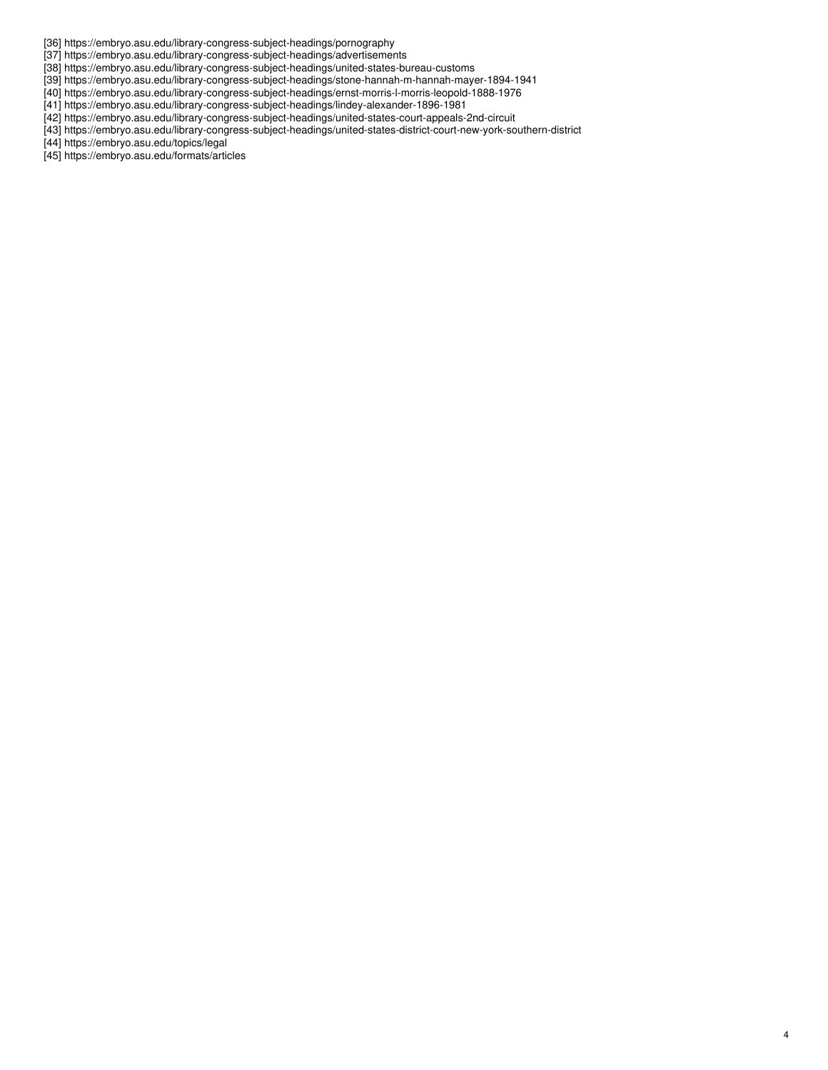[36] https://embryo.asu.edu/library-congress-subject-headings/pornography
[37] https://embryo.asu.edu/library-congress-subject-headings/advertisements
[38] https://embryo.asu.edu/library-congress-subject-headings/united-states-bureau-customs
[39] https://embryo.asu.edu/library-congress-subject-headings/stone-hannah-m-hannah-mayer-1894-1941
[40] https://embryo.asu.edu/library-congress-subject-headings/ernst-morris-l-morris-leopold-1888-1976
[41] https://embryo.asu.edu/library-congress-subject-headings/lindey-alexander-1896-1981
[42] https://embryo.asu.edu/library-congress-subject-headings/united-states-court-appeals-2nd-circuit
[43] https://embryo.asu.edu/library-congress-subject-headings/united-states-district-court-new-york-southern-district
[44] https://embryo.asu.edu/topics/legal
[45] https://embryo.asu.edu/formats/articles